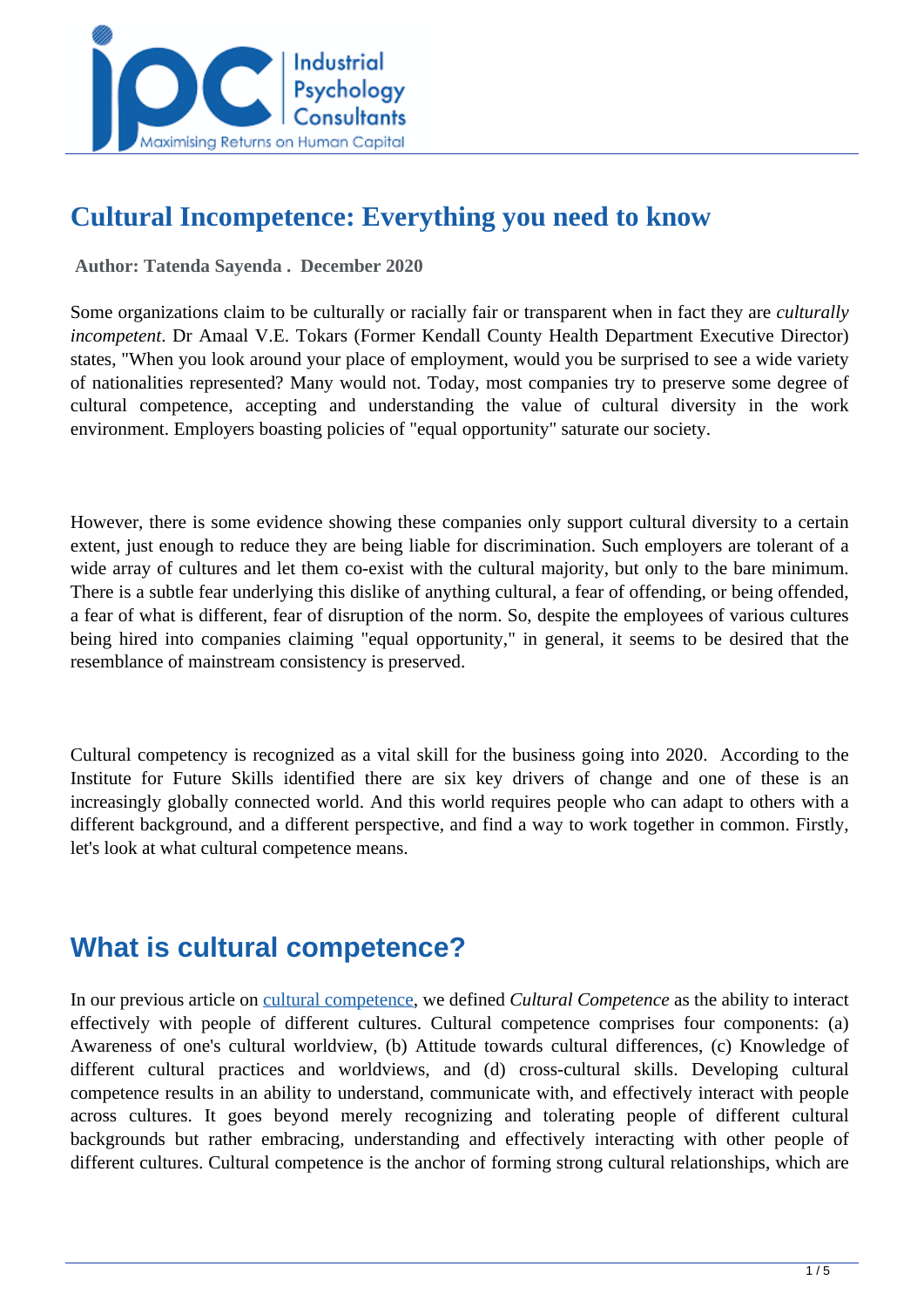# Cultural Incompetence: Everything you need to know

**Author: Tatenda Sayenda . December 2020**

Some organizations claim to be culturally or racially fair or transparent when in fact they are *culturally incompetent*. Dr Amaal V.E. Tokars (Former Kendall County Health Department Executive Director) states, "When you look around your place of employment, would you be surprised to see a wide variety of nationalities represented? Many would not. Today, most companies try to preserve some degree of cultural competence, accepting and understanding the value of cultural diversity in the work environment. Employers boasting policies of "equal opportunity" saturate our society.

However, there is some evidence showing these companies only support cultural diversity to a certain extent, just enough to reduce they are being liable for discrimination. Such employers are tolerant of a wide array of cultures and let them co-exist with the cultural majority, but only to the bare minimum. There is a subtle fear underlying this dislike of anything cultural, a fear of offending, or being offended, a fear of what is different, fear of disruption of the norm. So, despite the employees of various cultures being hired into companies claiming "equal opportunity," in general, it seems to be desired that the resemblance of mainstream consistency is preserved.

Cultural competency is recognized as a vital skill for the business going into 2020. According to the Institute for Future Skills identified there are six key drivers of change and one of these is an increasingly globally connected world. And this world requires people who can adapt to others with a different background, and a different perspective, and find a way to work together in common. Firstly, let's look at what cultural competence means.

## What is cultural competence?

In our previous article on cultural competence, we defined *Cultural Competence* as the ability to interact effectively with people of different cultures. Cultural competence comprises four components: (a) Awareness of one's cultural worldview, (b) Attitude towards cultural differences, (c) Knowledge of different cultural practices and worldviews, and (d) cross-cultural skills. Developing cultural competence results in an ability to understand, communicate with, and effectively interact with people across cultures. It goes beyond merely recognizing and tolerating people of different cultural backgrounds but rather embracing, understanding and effectively interacting with other people of different cultures. Cultural competence is the anchor of forming strong cultural relationships, which are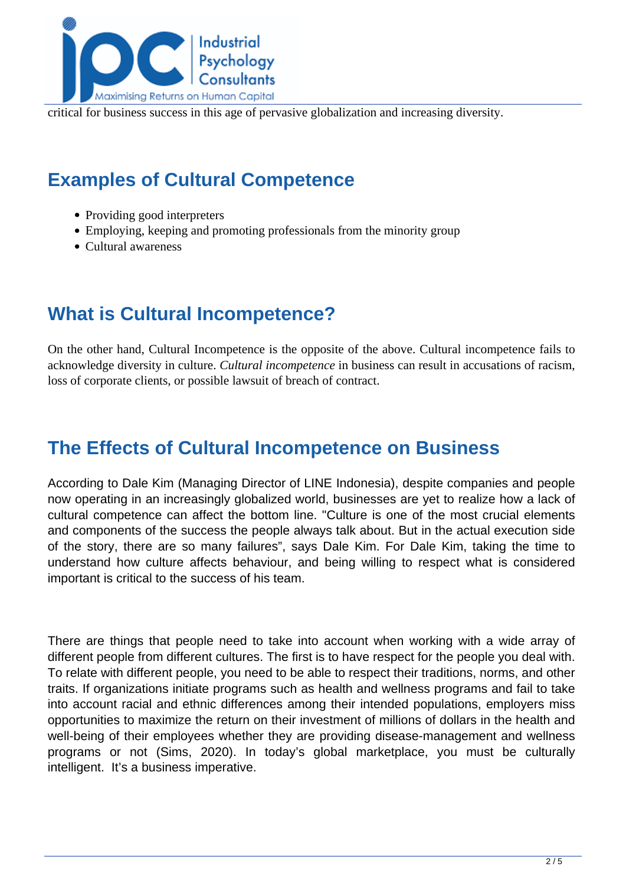critical for business success in this age of pervasive globalization and increasing diversity.

## Examples of Cultural Competence

- Providing good interpreters
- Employing, keeping and promoting professionals from the minority group
- Cultural awareness

## What is Cultural Incompetence?

On the other hand, Cultural Incompetence is the opposite of the above. Cultural incompetence fails to acknowledge diversity in culture. *Cultural incompetence* in business can result in accusations of racism, loss of corporate clients, or possible lawsuit of breach of contract.

## The Effects of Cultural Incompetence on Business

According to Dale Kim (Managing Director of LINE Indonesia), despite companies and people now operating in an increasingly globalized world, businesses are yet to realize how a lack of cultural competence can affect the bottom line. "Culture is one of the most crucial elements and components of the success the people always talk about. But in the actual execution side of the story, there are so many failures", says Dale Kim. For Dale Kim, taking the time to understand how culture affects behaviour, and being willing to respect what is considered important is critical to the success of his team.

There are things that people need to take into account when working with a wide array of different people from different cultures. The first is to have respect for the people you deal with. To relate with different people, you need to be able to respect their traditions, norms, and other traits. If organizations initiate programs such as health and wellness programs and fail to take into account racial and ethnic differences among their intended populations, employers miss opportunities to maximize the return on their investment of millions of dollars in the health and well-being of their employees whether they are providing disease-management and wellness programs or not (Sims, 2020). In today's global marketplace, you must be culturally intelligent. It's a business imperative.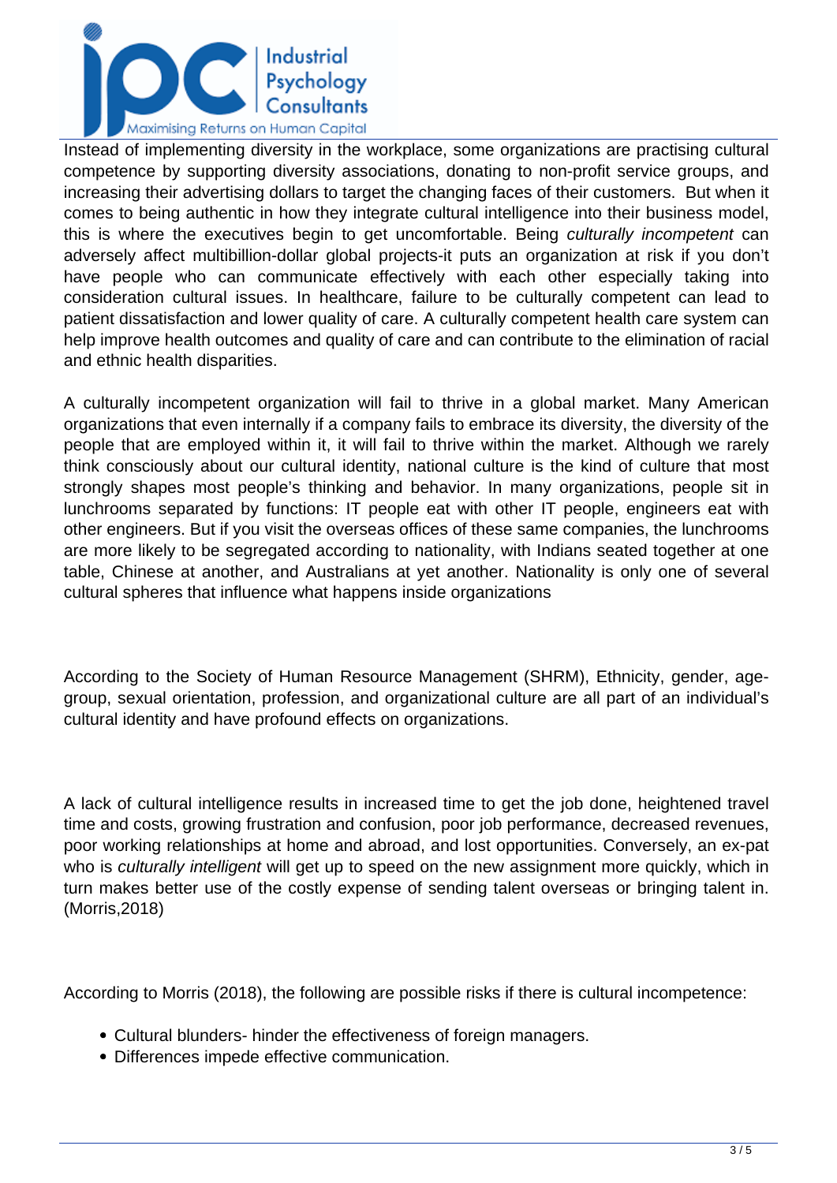Instead of implementing diversity in the workplace, some organizations are practising cultural competence by supporting diversity associations, donating to non-profit service groups, and increasing their advertising dollars to target the changing faces of their customers. But when it comes to being authentic in how they integrate cultural intelligence into their business model, this is where the executives begin to get uncomfortable. Being *culturally incompetent* can adversely affect multibillion-dollar global projects-it puts an organization at risk if you don't have people who can communicate effectively with each other especially taking into consideration cultural issues. In healthcare, failure to be culturally competent can lead to patient dissatisfaction and lower quality of care. A culturally competent health care system can help improve health outcomes and quality of care and can contribute to the elimination of racial and ethnic health disparities.

A culturally incompetent organization will fail to thrive in a global market. Many American organizations that even internally if a company fails to embrace its diversity, the diversity of the people that are employed within it, it will fail to thrive within the market. Although we rarely think consciously about our cultural identity, national culture is the kind of culture that most strongly shapes most people's thinking and behavior. In many organizations, people sit in lunchrooms separated by functions: IT people eat with other IT people, engineers eat with other engineers. But if you visit the overseas offices of these same companies, the lunchrooms are more likely to be segregated according to nationality, with Indians seated together at one table, Chinese at another, and Australians at yet another. Nationality is only one of several cultural spheres that influence what happens inside organizations

According to the Society of Human Resource Management (SHRM), Ethnicity, gender, age-group, sexual orientation, profession, and organizational culture are all part of an individual's cultural identity and have profound effects on organizations.

A lack of cultural intelligence results in increased time to get the job done, heightened travel time and costs, growing frustration and confusion, poor job performance, decreased revenues, poor working relationships at home and abroad, and lost opportunities. Conversely, an ex-pat who is *culturally intelligent* will get up to speed on the new assignment more quickly, which in turn makes better use of the costly expense of sending talent overseas or bringing talent in. (Morris,2018)

According to Morris (2018), the following are possible risks if there is cultural incompetence:

- Cultural blunders- hinder the effectiveness of foreign managers.
- Differences impede effective communication.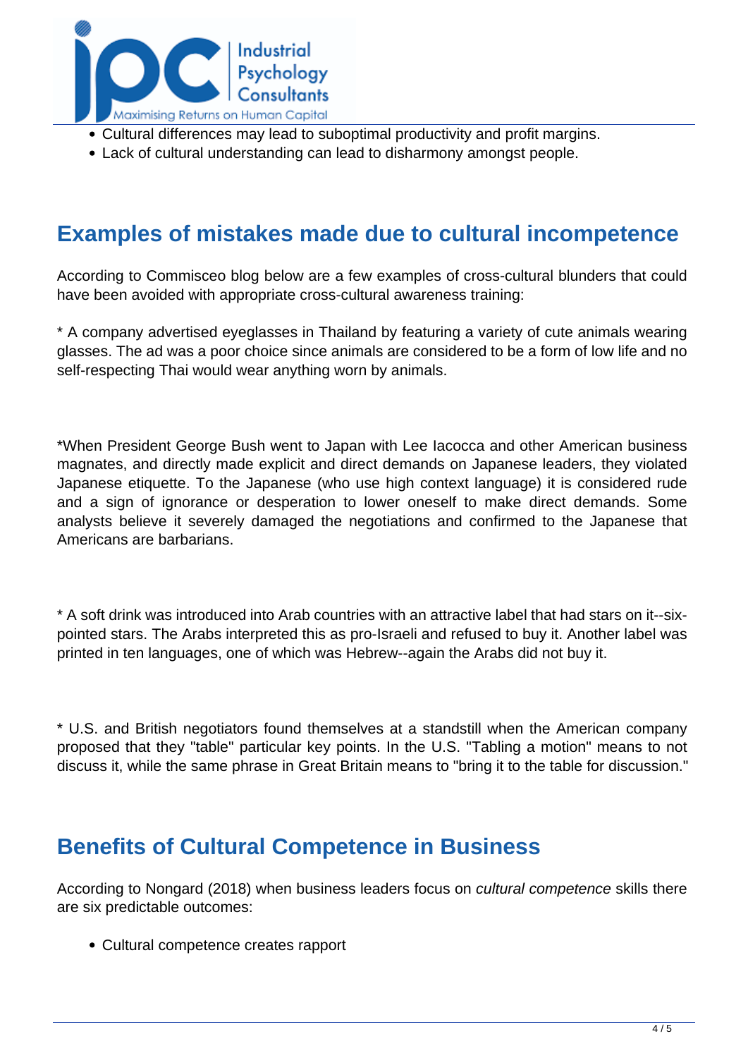- Cultural differences may lead to suboptimal productivity and profit margins.
- Lack of cultural understanding can lead to disharmony amongst people.

## Examples of mistakes made due to cultural incompetence

According to Commisceo blog below are a few examples of cross-cultural blunders that could have been avoided with appropriate cross-cultural awareness training:

* A company advertised eyeglasses in Thailand by featuring a variety of cute animals wearing glasses. The ad was a poor choice since animals are considered to be a form of low life and no self-respecting Thai would wear anything worn by animals.

*When President George Bush went to Japan with Lee Iacocca and other American business magnates, and directly made explicit and direct demands on Japanese leaders, they violated Japanese etiquette. To the Japanese (who use high context language) it is considered rude and a sign of ignorance or desperation to lower oneself to make direct demands. Some analysts believe it severely damaged the negotiations and confirmed to the Japanese that Americans are barbarians.

* A soft drink was introduced into Arab countries with an attractive label that had stars on it--six-pointed stars. The Arabs interpreted this as pro-Israeli and refused to buy it. Another label was printed in ten languages, one of which was Hebrew--again the Arabs did not buy it.

* U.S. and British negotiators found themselves at a standstill when the American company proposed that they "table" particular key points. In the U.S. "Tabling a motion" means to not discuss it, while the same phrase in Great Britain means to "bring it to the table for discussion."

## Benefits of Cultural Competence in Business

According to Nongard (2018) when business leaders focus on *cultural competence* skills there are six predictable outcomes:

- Cultural competence creates rapport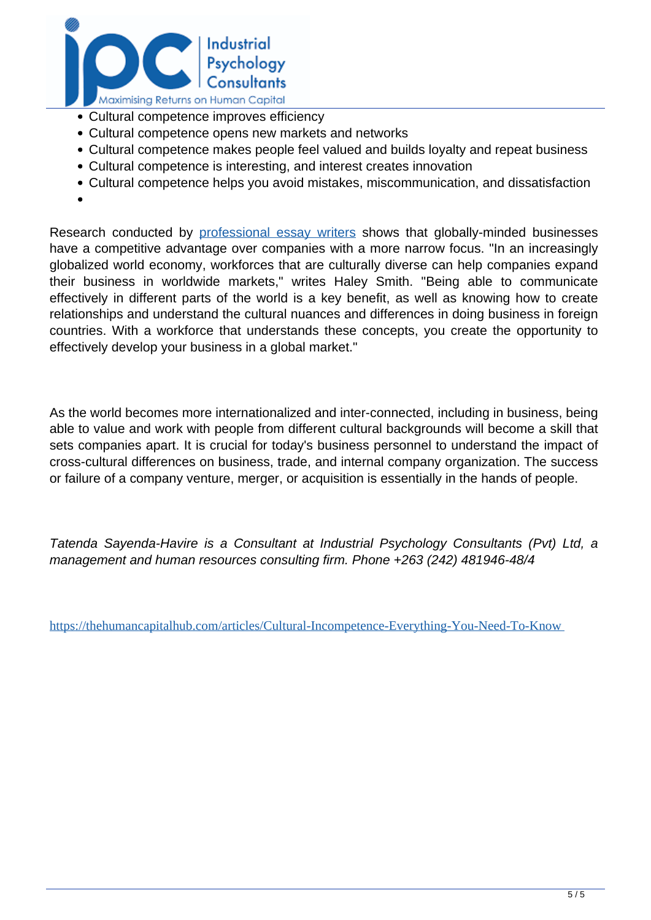- Cultural competence improves efficiency
- Cultural competence opens new markets and networks
- Cultural competence makes people feel valued and builds loyalty and repeat business
- Cultural competence is interesting, and interest creates innovation
- Cultural competence helps you avoid mistakes, miscommunication, and dissatisfaction

Research conducted by [professional essay writers]() shows that globally-minded businesses have a competitive advantage over companies with a more narrow focus. "In an increasingly globalized world economy, workforces that are culturally diverse can help companies expand their business in worldwide markets," writes Haley Smith. "Being able to communicate effectively in different parts of the world is a key benefit, as well as knowing how to create relationships and understand the cultural nuances and differences in doing business in foreign countries. With a workforce that understands these concepts, you create the opportunity to effectively develop your business in a global market."

As the world becomes more internationalized and inter-connected, including in business, being able to value and work with people from different cultural backgrounds will become a skill that sets companies apart. It is crucial for today's business personnel to understand the impact of cross-cultural differences on business, trade, and internal company organization. The success or failure of a company venture, merger, or acquisition is essentially in the hands of people.

*Tatenda Sayenda-Havire is a Consultant at Industrial Psychology Consultants (Pvt) Ltd, a management and human resources consulting firm. Phone +263 (242) 481946-48/4*

https://thehumancapitalhub.com/articles/Cultural-Incompetence-Everything-You-Need-To-Know